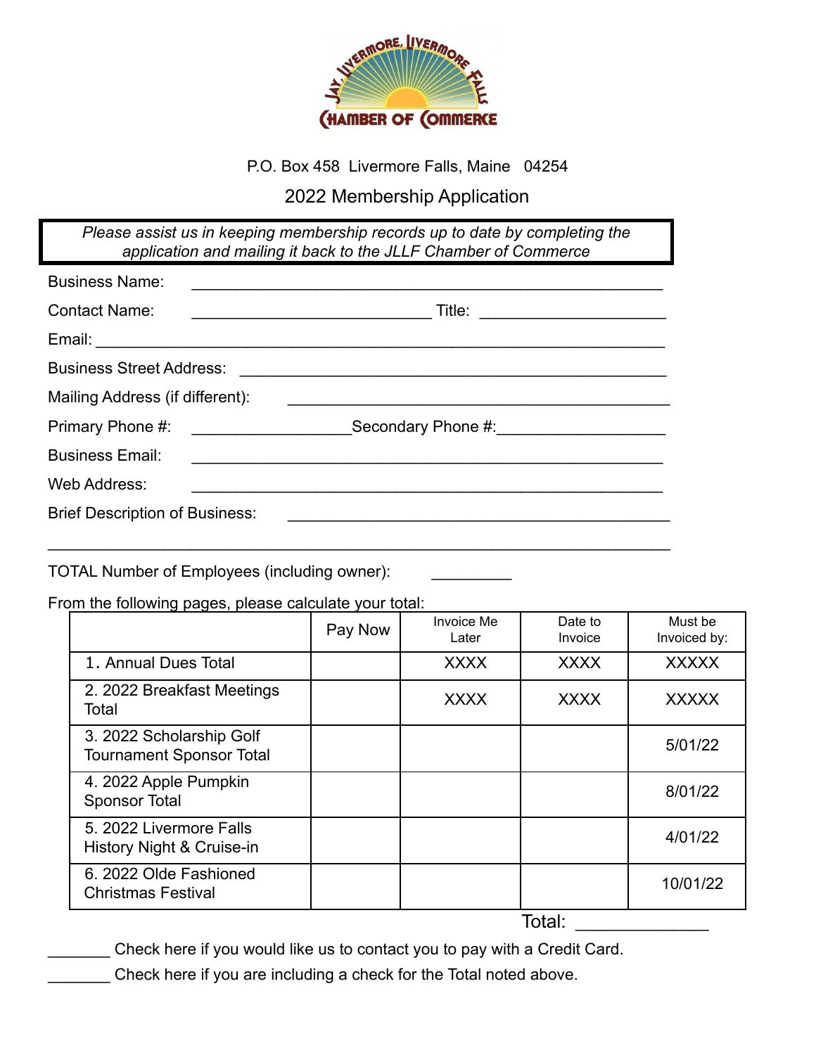Jay, Livermore, Livermore Falls Chamber of Commerce

P.O. Box 458 Livermore Falls, Maine 04254

## 2022 Membership Application

*Please assist us in keeping membership records up to date by completing the application and mailing it back to the JLLF Chamber of Commerce*

Business Name: ______________________________________________________

Contact Name: ___________________________ Title: _____________________

Email: _________________________________________________________________

Business Street Address: ________________________________________________

Mailing Address (if different): ___________________________________________

Primary Phone #: __________________ Secondary Phone #: ___________________

Business Email: _____________________________________________________

Web Address: _______________________________________________________

Brief Description of Business: ___________________________________________

______________________________________________________________________

TOTAL Number of Employees (including owner): _________

From the following pages, please calculate your total:

| | Pay Now | Invoice Me Later | Date to Invoice | Must be Invoiced by: |
|---|---|---|---|---|
| 1. Annual Dues Total | | XXXX | XXXX | XXXXX |
| 2. 2022 Breakfast Meetings Total | | XXXX | XXXX | XXXXX |
| 3. 2022 Scholarship Golf Tournament Sponsor Total | | | | 5/01/22 |
| 4. 2022 Apple Pumpkin Sponsor Total | | | | 8/01/22 |
| 5. 2022 Livermore Falls History Night & Cruise-in | | | | 4/01/22 |
| 6. 2022 Olde Fashioned Christmas Festival | | | | 10/01/22 |

Total: _____________

_______ Check here if you would like us to contact you to pay with a Credit Card.

_______ Check here if you are including a check for the Total noted above.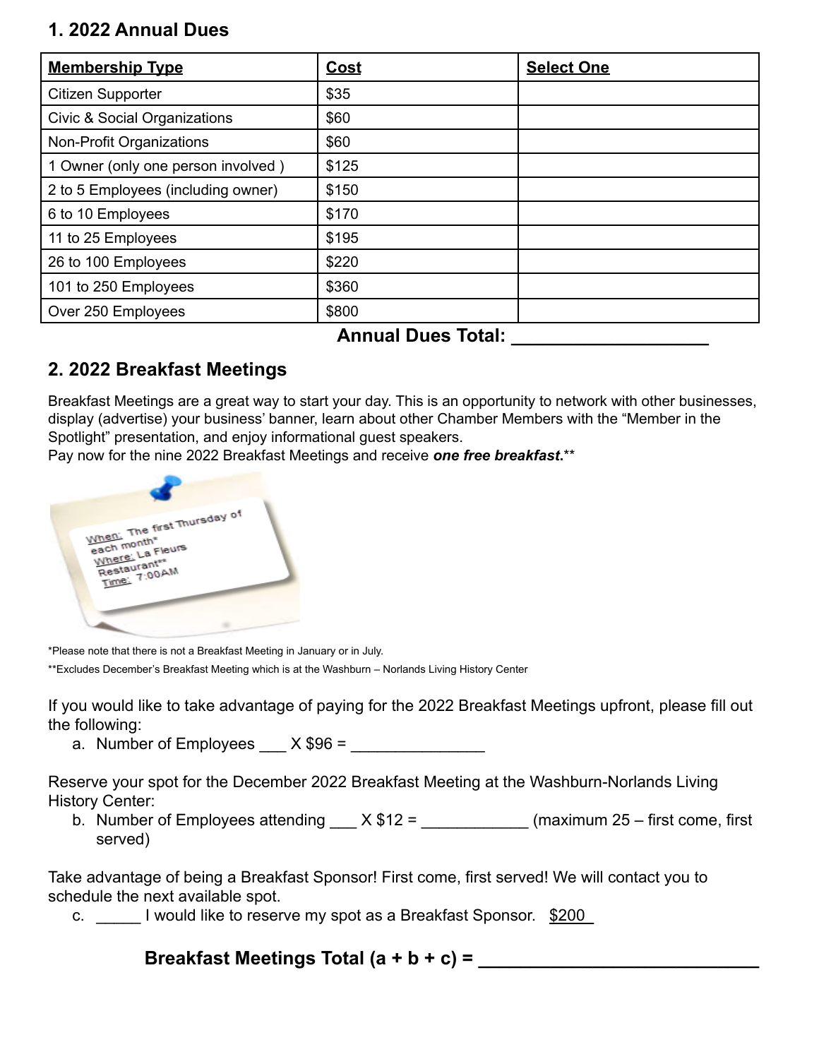## 1. 2022 Annual Dues

| Membership Type | Cost | Select One |
| --- | --- | --- |
| Citizen Supporter | $35 | |
| Civic & Social Organizations | $60 | |
| Non-Profit Organizations | $60 | |
| 1 Owner (only one person involved ) | $125 | |
| 2 to 5 Employees (including owner) | $150 | |
| 6 to 10 Employees | $170 | |
| 11 to 25 Employees | $195 | |
| 26 to 100 Employees | $220 | |
| 101 to 250 Employees | $360 | |
| Over 250 Employees | $800 | |

**Annual Dues Total: ___________________**

## 2. 2022 Breakfast Meetings

Breakfast Meetings are a great way to start your day. This is an opportunity to network with other businesses, display (advertise) your business' banner, learn about other Chamber Members with the "Member in the Spotlight" presentation, and enjoy informational guest speakers.
Pay now for the nine 2022 Breakfast Meetings and receive ***one free breakfast.****

When: The first Thursday of each month*
Where: La Fleurs Restaurant**
Time: 7:00AM

*Please note that there is not a Breakfast Meeting in January or in July.

**Excludes December's Breakfast Meeting which is at the Washburn – Norlands Living History Center

If you would like to take advantage of paying for the 2022 Breakfast Meetings upfront, please fill out the following:

a. Number of Employees ___ X $96 = _______________

Reserve your spot for the December 2022 Breakfast Meeting at the Washburn-Norlands Living History Center:

b. Number of Employees attending ___ X $12 = ____________ (maximum 25 – first come, first served)

Take advantage of being a Breakfast Sponsor! First come, first served! We will contact you to schedule the next available spot.

c. _____ I would like to reserve my spot as a Breakfast Sponsor. $200

**Breakfast Meetings Total (a + b + c) = ____________________________**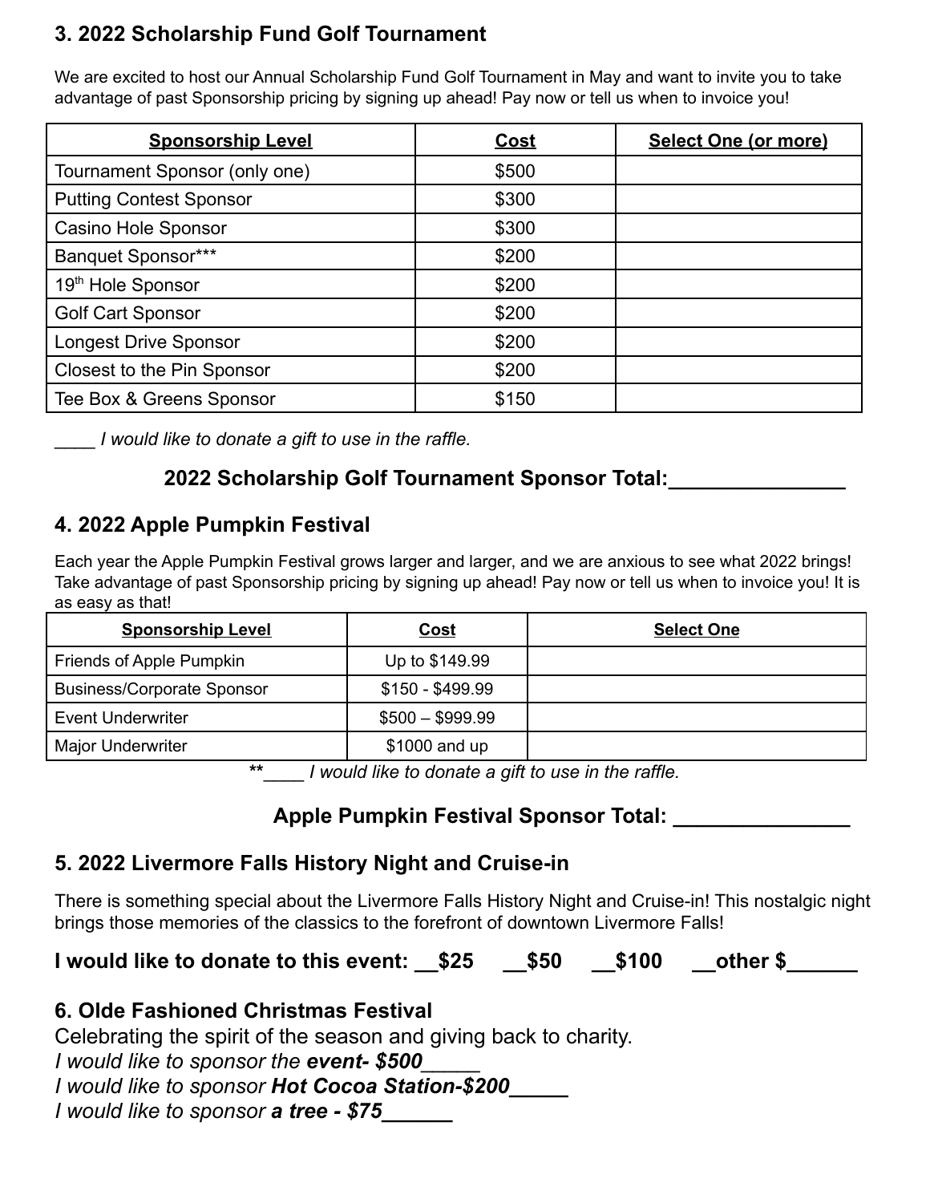## 3. 2022 Scholarship Fund Golf Tournament

We are excited to host our Annual Scholarship Fund Golf Tournament in May and want to invite you to take advantage of past Sponsorship pricing by signing up ahead! Pay now or tell us when to invoice you!

| Sponsorship Level | Cost | Select One (or more) |
|---|---|---|
| Tournament Sponsor (only one) | $500 | |
| Putting Contest Sponsor | $300 | |
| Casino Hole Sponsor | $300 | |
| Banquet Sponsor*** | $200 | |
| 19th Hole Sponsor | $200 | |
| Golf Cart Sponsor | $200 | |
| Longest Drive Sponsor | $200 | |
| Closest to the Pin Sponsor | $200 | |
| Tee Box & Greens Sponsor | $150 | |

____ *I would like to donate a gift to use in the raffle.*

**2022 Scholarship Golf Tournament Sponsor Total:_______________**

## 4. 2022 Apple Pumpkin Festival

Each year the Apple Pumpkin Festival grows larger and larger, and we are anxious to see what 2022 brings! Take advantage of past Sponsorship pricing by signing up ahead! Pay now or tell us when to invoice you! It is as easy as that!

| Sponsorship Level | Cost | Select One |
|---|---|---|
| Friends of Apple Pumpkin | Up to $149.99 | |
| Business/Corporate Sponsor | $150 - $499.99 | |
| Event Underwriter | $500 – $999.99 | |
| Major Underwriter | $1000 and up | |

**____ *I would like to donate a gift to use in the raffle.*

**Apple Pumpkin Festival Sponsor Total: _______________**

## 5. 2022 Livermore Falls History Night and Cruise-in

There is something special about the Livermore Falls History Night and Cruise-in! This nostalgic night brings those memories of the classics to the forefront of downtown Livermore Falls!

**I would like to donate to this event: __$25 __$50 __$100 __other $______**

## 6. Olde Fashioned Christmas Festival

Celebrating the spirit of the season and giving back to charity.

*I would like to sponsor the* ***event- $500***_____

*I would like to sponsor* ***Hot Cocoa Station-$200_____***

*I would like to sponsor* ***a tree - $75______***